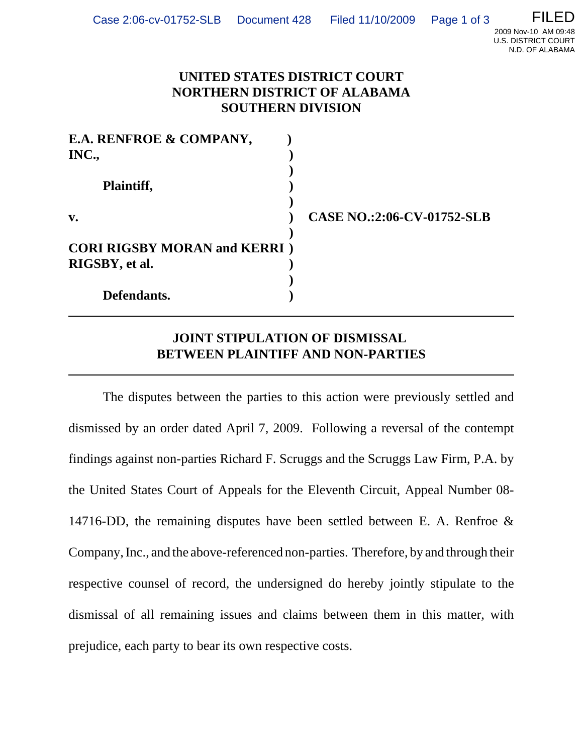**UNITED STATES DISTRICT COURT**
**NORTHERN DISTRICT OF ALABAMA**
**SOUTHERN DIVISION**

| | | |
|---|---|---|
| **E.A. RENFROE & COMPANY, INC.,** | ) | |
| | ) | |
| **Plaintiff,** | ) | |
| | ) | |
| **v.** | ) | **CASE NO.:2:06-CV-01752-SLB** |
| | ) | |
| **CORI RIGSBY MORAN and KERRI RIGSBY, et al.** | ) | |
| | ) | |
| **Defendants.** | ) | |

---

## JOINT STIPULATION OF DISMISSAL BETWEEN PLAINTIFF AND NON-PARTIES

---

The disputes between the parties to this action were previously settled and dismissed by an order dated April 7, 2009. Following a reversal of the contempt findings against non-parties Richard F. Scruggs and the Scruggs Law Firm, P.A. by the United States Court of Appeals for the Eleventh Circuit, Appeal Number 08-14716-DD, the remaining disputes have been settled between E. A. Renfroe & Company, Inc., and the above-referenced non-parties. Therefore, by and through their respective counsel of record, the undersigned do hereby jointly stipulate to the dismissal of all remaining issues and claims between them in this matter, with prejudice, each party to bear its own respective costs.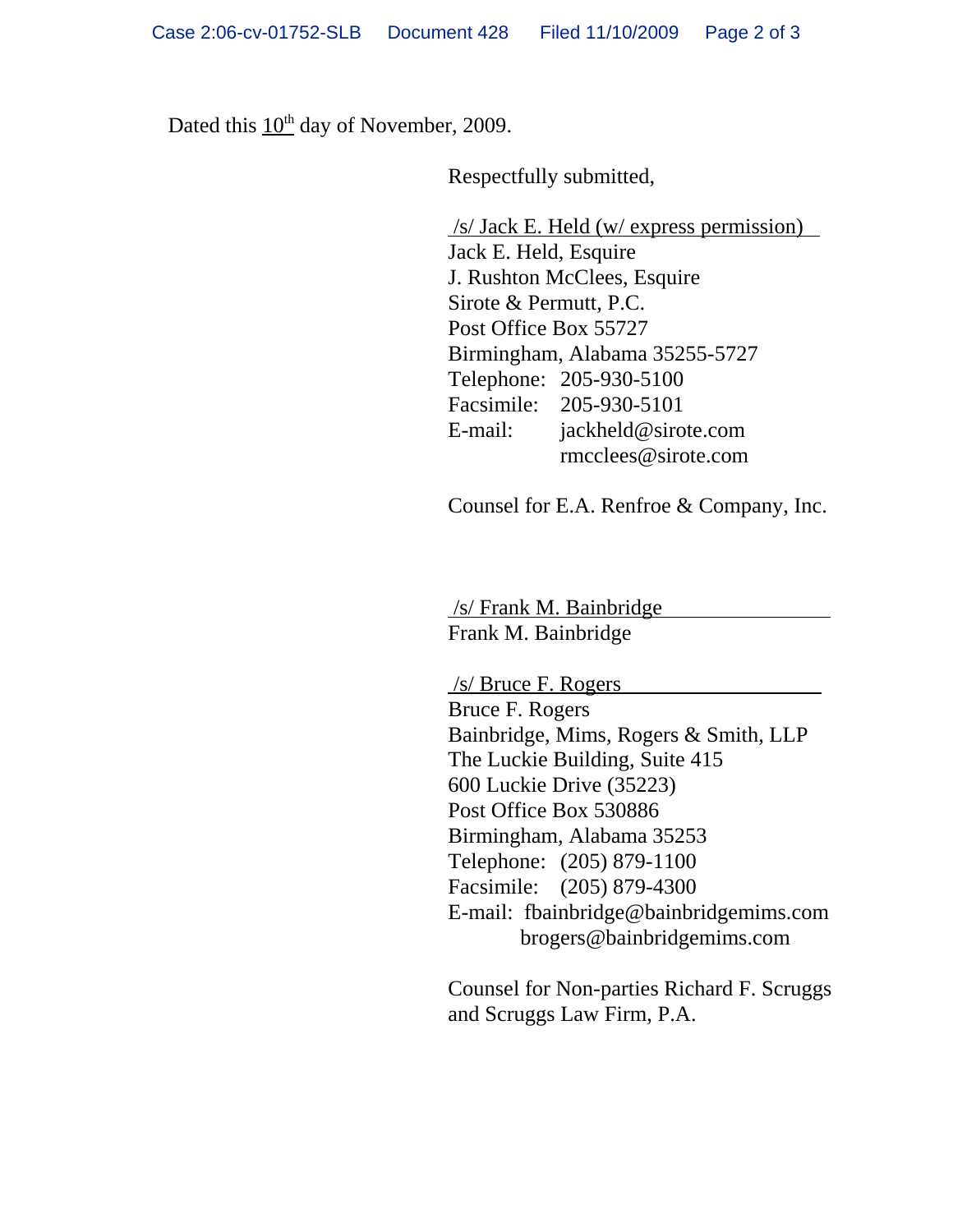Dated this 10th day of November, 2009.

Respectfully submitted,

/s/ Jack E. Held (w/ express permission)
Jack E. Held, Esquire
J. Rushton McClees, Esquire
Sirote & Permutt, P.C.
Post Office Box 55727
Birmingham, Alabama 35255-5727
Telephone: 205-930-5100
Facsimile: 205-930-5101
E-mail: jackheld@sirote.com
rmcclees@sirote.com

Counsel for E.A. Renfroe & Company, Inc.

/s/ Frank M. Bainbridge
Frank M. Bainbridge

/s/ Bruce F. Rogers
Bruce F. Rogers
Bainbridge, Mims, Rogers & Smith, LLP
The Luckie Building, Suite 415
600 Luckie Drive (35223)
Post Office Box 530886
Birmingham, Alabama 35253
Telephone: (205) 879-1100
Facsimile: (205) 879-4300
E-mail: fbainbridge@bainbridgemims.com
brogers@bainbridgemims.com

Counsel for Non-parties Richard F. Scruggs and Scruggs Law Firm, P.A.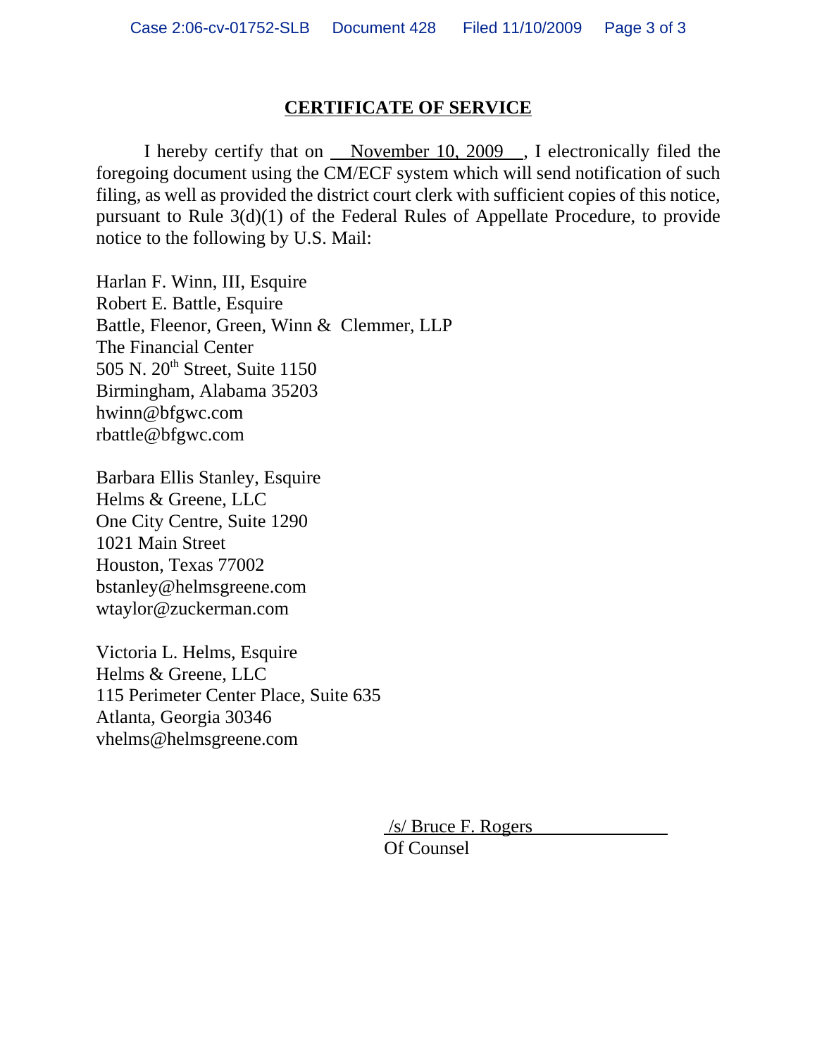## CERTIFICATE OF SERVICE

I hereby certify that on November 10, 2009, I electronically filed the foregoing document using the CM/ECF system which will send notification of such filing, as well as provided the district court clerk with sufficient copies of this notice, pursuant to Rule 3(d)(1) of the Federal Rules of Appellate Procedure, to provide notice to the following by U.S. Mail:

Harlan F. Winn, III, Esquire
Robert E. Battle, Esquire
Battle, Fleenor, Green, Winn & Clemmer, LLP
The Financial Center
505 N. 20th Street, Suite 1150
Birmingham, Alabama 35203
hwinn@bfgwc.com
rbattle@bfgwc.com

Barbara Ellis Stanley, Esquire
Helms & Greene, LLC
One City Centre, Suite 1290
1021 Main Street
Houston, Texas 77002
bstanley@helmsgreene.com
wtaylor@zuckerman.com

Victoria L. Helms, Esquire
Helms & Greene, LLC
115 Perimeter Center Place, Suite 635
Atlanta, Georgia 30346
vhelms@helmsgreene.com

/s/ Bruce F. Rogers
Of Counsel